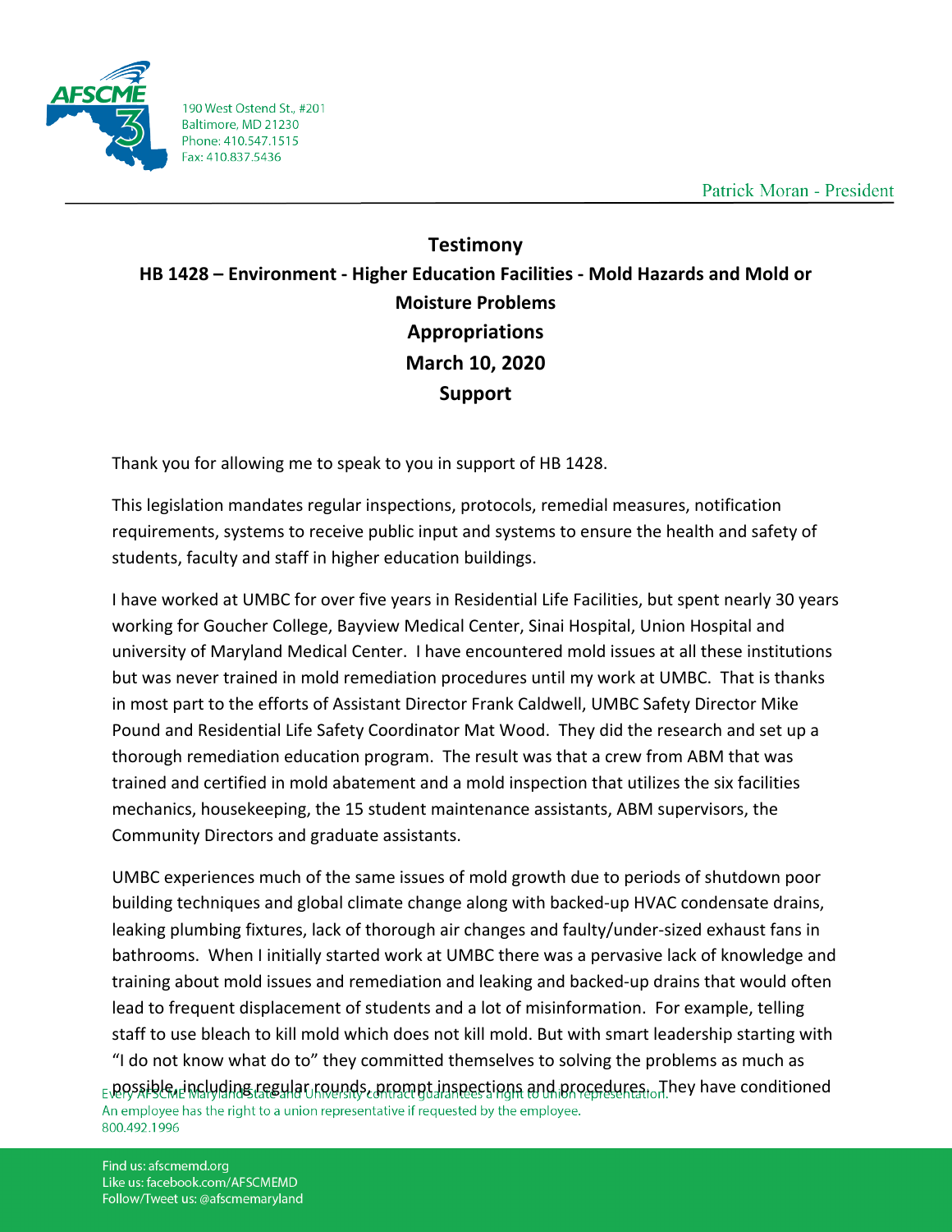190 West Ostend St., #201
Baltimore, MD 21230
Phone: 410.547.1515
Fax: 410.837.5436

Patrick Moran - President

# Testimony

## HB 1428 – Environment - Higher Education Facilities - Mold Hazards and Mold or Moisture Problems

**Appropriations**

**March 10, 2020**

**Support**

Thank you for allowing me to speak to you in support of HB 1428.

This legislation mandates regular inspections, protocols, remedial measures, notification requirements, systems to receive public input and systems to ensure the health and safety of students, faculty and staff in higher education buildings.

I have worked at UMBC for over five years in Residential Life Facilities, but spent nearly 30 years working for Goucher College, Bayview Medical Center, Sinai Hospital, Union Hospital and university of Maryland Medical Center. I have encountered mold issues at all these institutions but was never trained in mold remediation procedures until my work at UMBC. That is thanks in most part to the efforts of Assistant Director Frank Caldwell, UMBC Safety Director Mike Pound and Residential Life Safety Coordinator Mat Wood. They did the research and set up a thorough remediation education program. The result was that a crew from ABM that was trained and certified in mold abatement and a mold inspection that utilizes the six facilities mechanics, housekeeping, the 15 student maintenance assistants, ABM supervisors, the Community Directors and graduate assistants.

UMBC experiences much of the same issues of mold growth due to periods of shutdown poor building techniques and global climate change along with backed-up HVAC condensate drains, leaking plumbing fixtures, lack of thorough air changes and faulty/under-sized exhaust fans in bathrooms. When I initially started work at UMBC there was a pervasive lack of knowledge and training about mold issues and remediation and leaking and backed-up drains that would often lead to frequent displacement of students and a lot of misinformation. For example, telling staff to use bleach to kill mold which does not kill mold. But with smart leadership starting with "I do not know what do to" they committed themselves to solving the problems as much as possible, including regular rounds, prompt inspections and procedures. They have conditioned

Every AFSCME Maryland State and University contract guarantees a right to union representation.
An employee has the right to a union representative if requested by the employee.
800.492.1996

Find us: afscmemd.org
Like us: facebook.com/AFSCMEMD
Follow/Tweet us: @afscmemaryland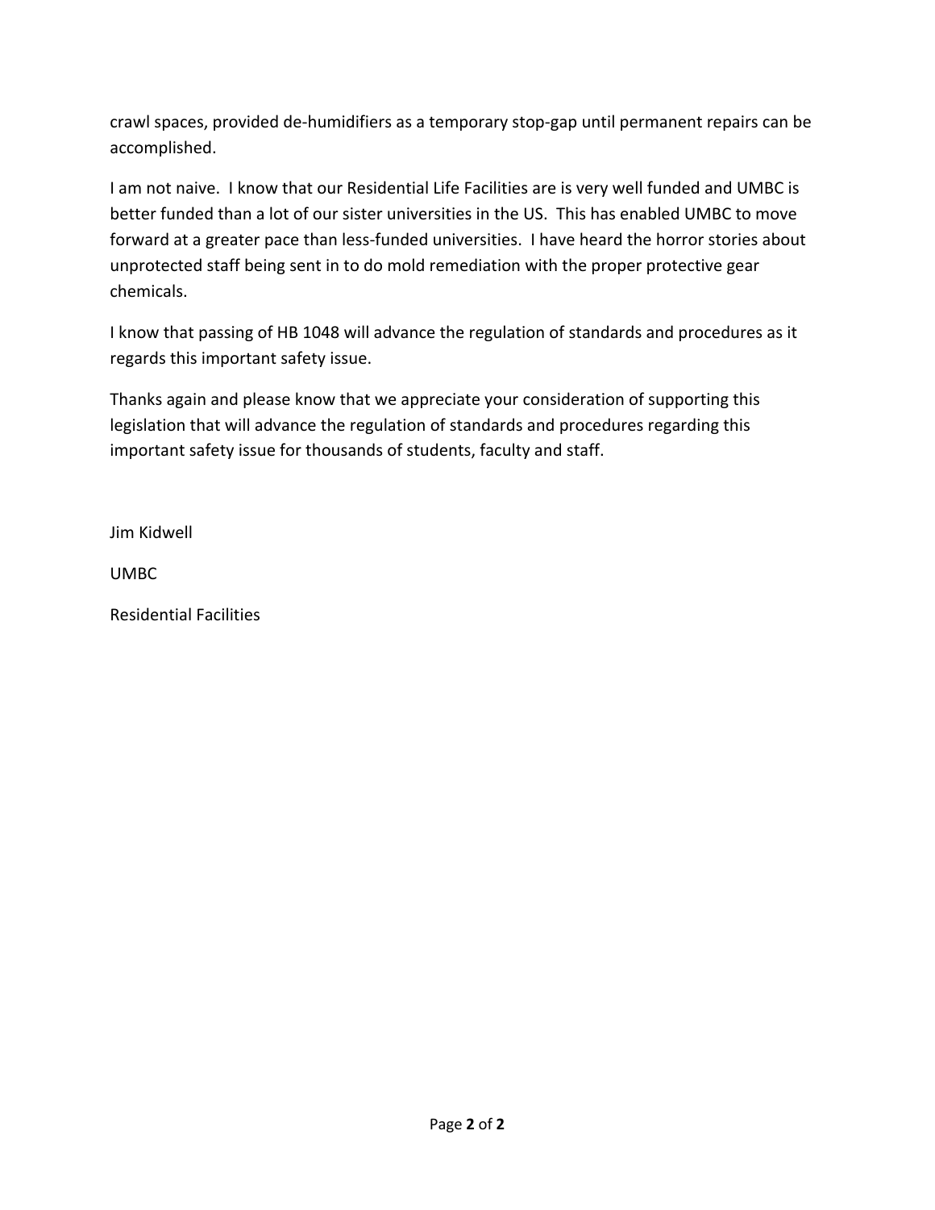crawl spaces, provided de-humidifiers as a temporary stop-gap until permanent repairs can be accomplished.

I am not naive. I know that our Residential Life Facilities are is very well funded and UMBC is better funded than a lot of our sister universities in the US. This has enabled UMBC to move forward at a greater pace than less-funded universities. I have heard the horror stories about unprotected staff being sent in to do mold remediation with the proper protective gear chemicals.

I know that passing of HB 1048 will advance the regulation of standards and procedures as it regards this important safety issue.

Thanks again and please know that we appreciate your consideration of supporting this legislation that will advance the regulation of standards and procedures regarding this important safety issue for thousands of students, faculty and staff.

Jim Kidwell

UMBC

Residential Facilities